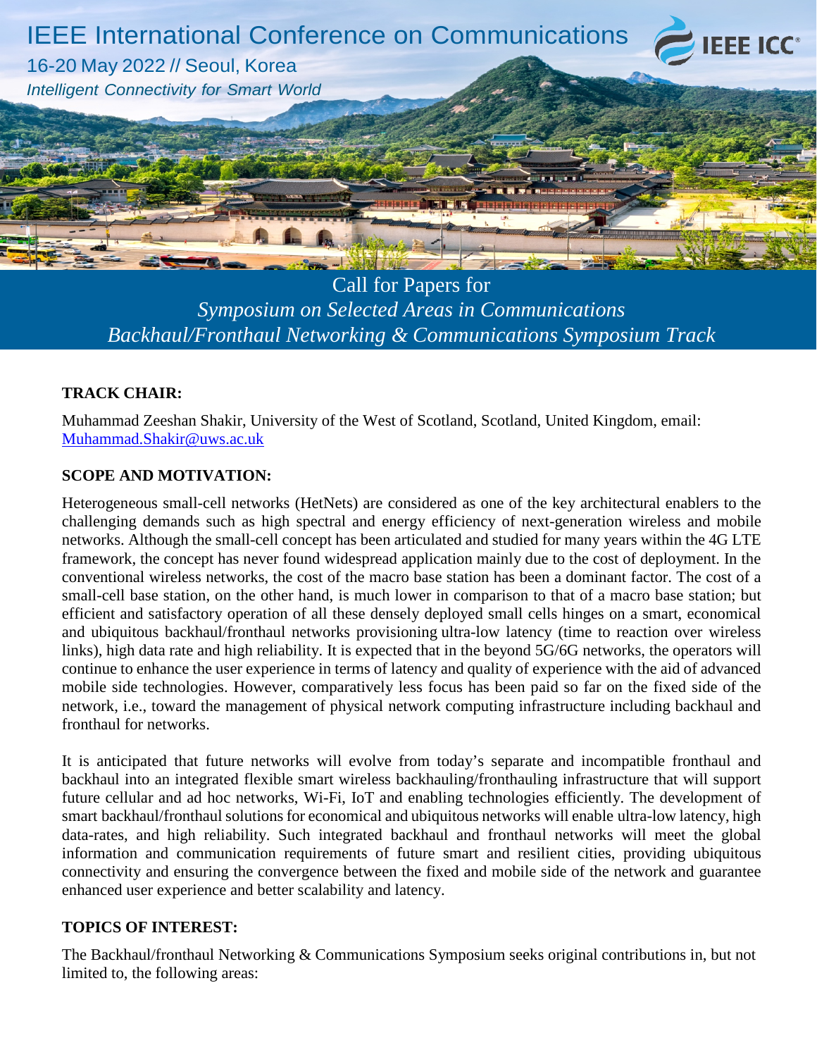# IEEE International Conference on Communications

16-20 May 2022 // Seoul, Korea

*Intelligent Connectivity for Smart World*

## Call for Papers for
## *Symposium on Selected Areas in Communications*
## *Backhaul/Fronthaul Networking & Communications Symposium Track*

**TRACK CHAIR:**

Muhammad Zeeshan Shakir, University of the West of Scotland, Scotland, United Kingdom, email: Muhammad.Shakir@uws.ac.uk

**SCOPE AND MOTIVATION:**

Heterogeneous small-cell networks (HetNets) are considered as one of the key architectural enablers to the challenging demands such as high spectral and energy efficiency of next-generation wireless and mobile networks. Although the small-cell concept has been articulated and studied for many years within the 4G LTE framework, the concept has never found widespread application mainly due to the cost of deployment. In the conventional wireless networks, the cost of the macro base station has been a dominant factor. The cost of a small-cell base station, on the other hand, is much lower in comparison to that of a macro base station; but efficient and satisfactory operation of all these densely deployed small cells hinges on a smart, economical and ubiquitous backhaul/fronthaul networks provisioning ultra-low latency (time to reaction over wireless links), high data rate and high reliability. It is expected that in the beyond 5G/6G networks, the operators will continue to enhance the user experience in terms of latency and quality of experience with the aid of advanced mobile side technologies. However, comparatively less focus has been paid so far on the fixed side of the network, i.e., toward the management of physical network computing infrastructure including backhaul and fronthaul for networks.

It is anticipated that future networks will evolve from today's separate and incompatible fronthaul and backhaul into an integrated flexible smart wireless backhauling/fronthauling infrastructure that will support future cellular and ad hoc networks, Wi-Fi, IoT and enabling technologies efficiently. The development of smart backhaul/fronthaul solutions for economical and ubiquitous networks will enable ultra-low latency, high data-rates, and high reliability. Such integrated backhaul and fronthaul networks will meet the global information and communication requirements of future smart and resilient cities, providing ubiquitous connectivity and ensuring the convergence between the fixed and mobile side of the network and guarantee enhanced user experience and better scalability and latency.

**TOPICS OF INTEREST:**

The Backhaul/fronthaul Networking & Communications Symposium seeks original contributions in, but not limited to, the following areas: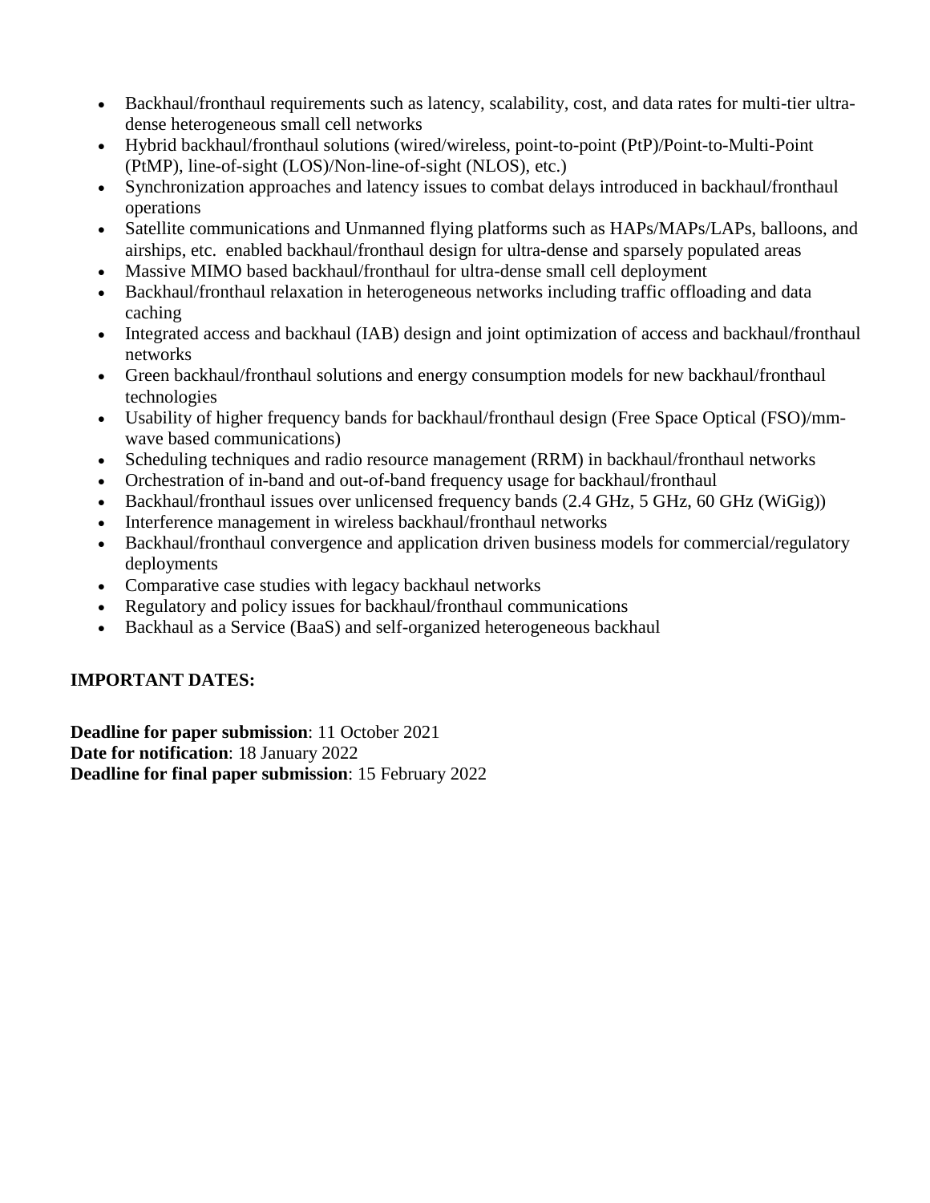- Backhaul/fronthaul requirements such as latency, scalability, cost, and data rates for multi-tier ultra-dense heterogeneous small cell networks
- Hybrid backhaul/fronthaul solutions (wired/wireless, point-to-point (PtP)/Point-to-Multi-Point (PtMP), line-of-sight (LOS)/Non-line-of-sight (NLOS), etc.)
- Synchronization approaches and latency issues to combat delays introduced in backhaul/fronthaul operations
- Satellite communications and Unmanned flying platforms such as HAPs/MAPs/LAPs, balloons, and airships, etc. enabled backhaul/fronthaul design for ultra-dense and sparsely populated areas
- Massive MIMO based backhaul/fronthaul for ultra-dense small cell deployment
- Backhaul/fronthaul relaxation in heterogeneous networks including traffic offloading and data caching
- Integrated access and backhaul (IAB) design and joint optimization of access and backhaul/fronthaul networks
- Green backhaul/fronthaul solutions and energy consumption models for new backhaul/fronthaul technologies
- Usability of higher frequency bands for backhaul/fronthaul design (Free Space Optical (FSO)/mm-wave based communications)
- Scheduling techniques and radio resource management (RRM) in backhaul/fronthaul networks
- Orchestration of in-band and out-of-band frequency usage for backhaul/fronthaul
- Backhaul/fronthaul issues over unlicensed frequency bands (2.4 GHz, 5 GHz, 60 GHz (WiGig))
- Interference management in wireless backhaul/fronthaul networks
- Backhaul/fronthaul convergence and application driven business models for commercial/regulatory deployments
- Comparative case studies with legacy backhaul networks
- Regulatory and policy issues for backhaul/fronthaul communications
- Backhaul as a Service (BaaS) and self-organized heterogeneous backhaul

**IMPORTANT DATES:**

**Deadline for paper submission**: 11 October 2021
**Date for notification**: 18 January 2022
**Deadline for final paper submission**: 15 February 2022